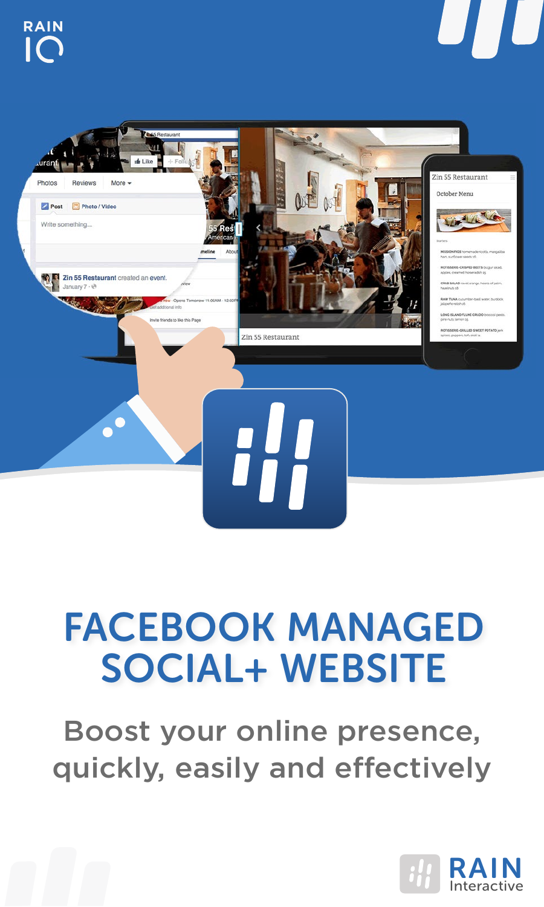RAIN IO

# FACEBOOK MANAGED SOCIAL+ WEBSITE

Boost your online presence, quickly, easily and effectively

RAIN Interactive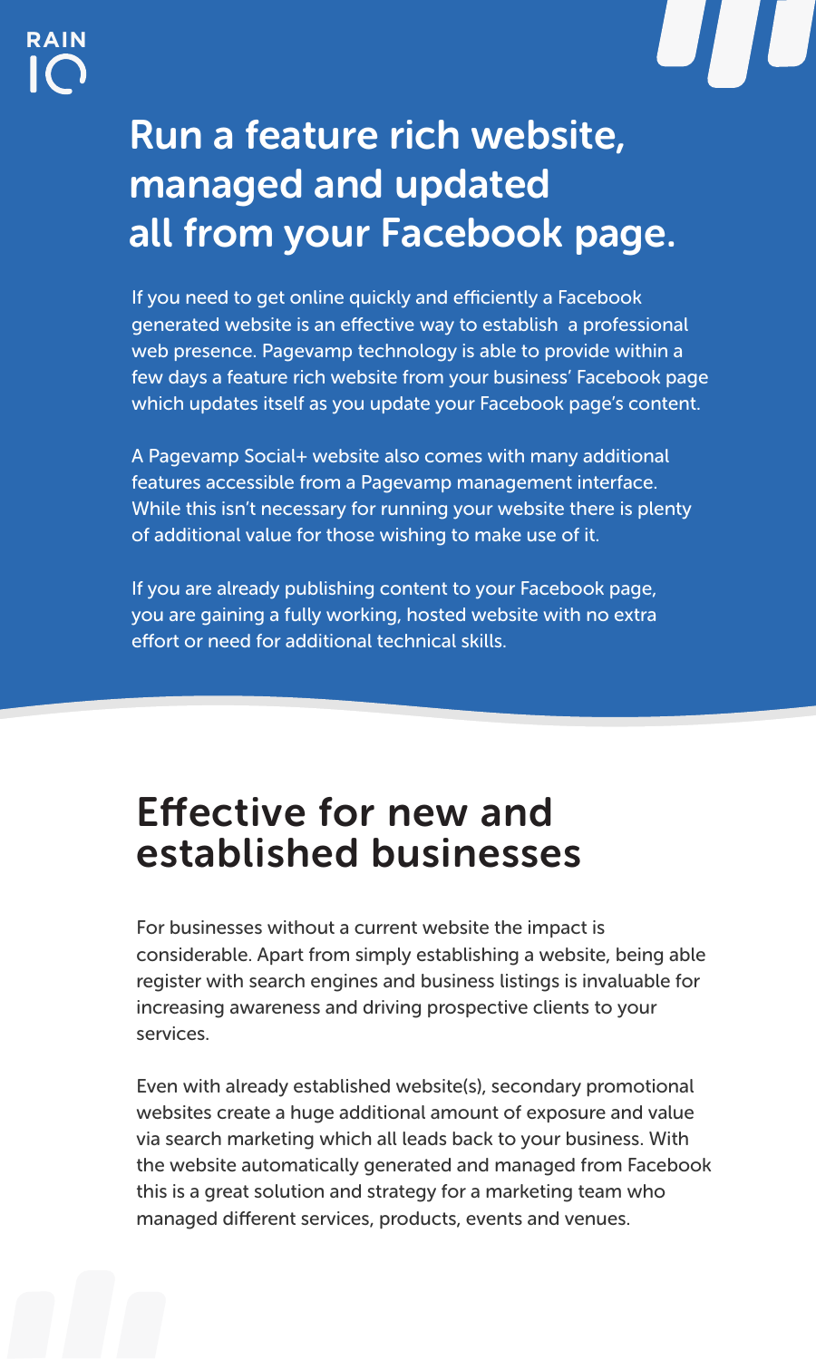# Run a feature rich website, managed and updated all from your Facebook page.

If you need to get online quickly and efficiently a Facebook generated website is an effective way to establish  a professional web presence. Pagevamp technology is able to provide within a few days a feature rich website from your business' Facebook page which updates itself as you update your Facebook page's content.

A Pagevamp Social+ website also comes with many additional features accessible from a Pagevamp management interface. While this isn't necessary for running your website there is plenty of additional value for those wishing to make use of it.

If you are already publishing content to your Facebook page, you are gaining a fully working, hosted website with no extra effort or need for additional technical skills.

## Effective for new and established businesses

For businesses without a current website the impact is considerable. Apart from simply establishing a website, being able register with search engines and business listings is invaluable for increasing awareness and driving prospective clients to your services.

Even with already established website(s), secondary promotional websites create a huge additional amount of exposure and value via search marketing which all leads back to your business. With the website automatically generated and managed from Facebook this is a great solution and strategy for a marketing team who managed different services, products, events and venues.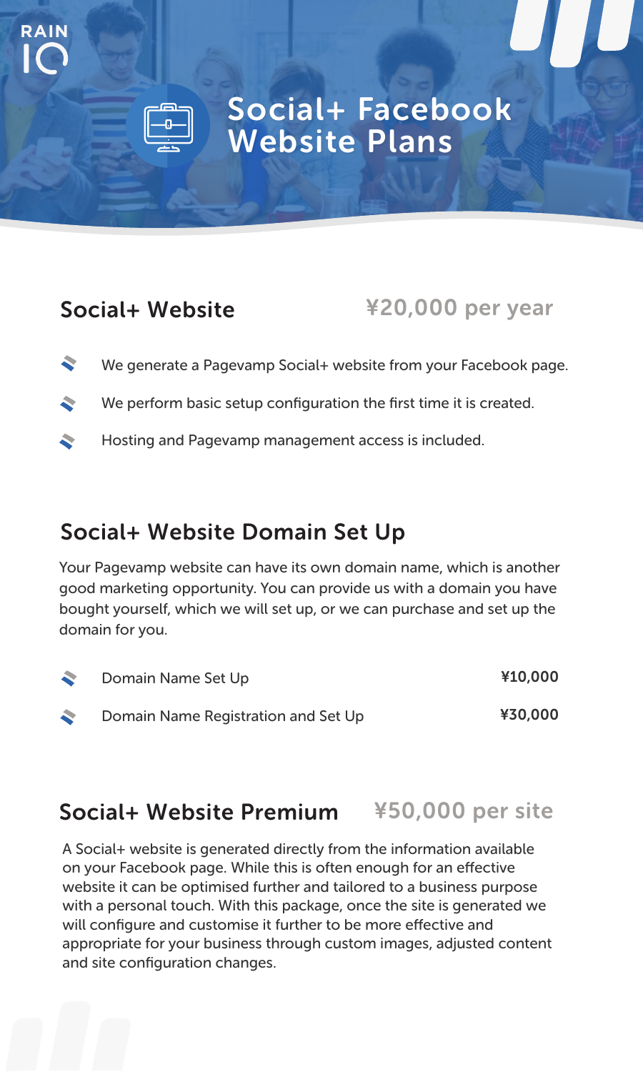RAIN IO

# Social+ Facebook Website Plans

## Social+ Website ¥20,000 per year

- We generate a Pagevamp Social+ website from your Facebook page.
- We perform basic setup configuration the first time it is created.
- Hosting and Pagevamp management access is included.

## Social+ Website Domain Set Up

Your Pagevamp website can have its own domain name, which is another good marketing opportunity. You can provide us with a domain you have bought yourself, which we will set up, or we can purchase and set up the domain for you.

- Domain Name Set Up **¥10,000**
- Domain Name Registration and Set Up **¥30,000**

## Social+ Website Premium ¥50,000 per site

A Social+ website is generated directly from the information available on your Facebook page. While this is often enough for an effective website it can be optimised further and tailored to a business purpose with a personal touch. With this package, once the site is generated we will configure and customise it further to be more effective and appropriate for your business through custom images, adjusted content and site configuration changes.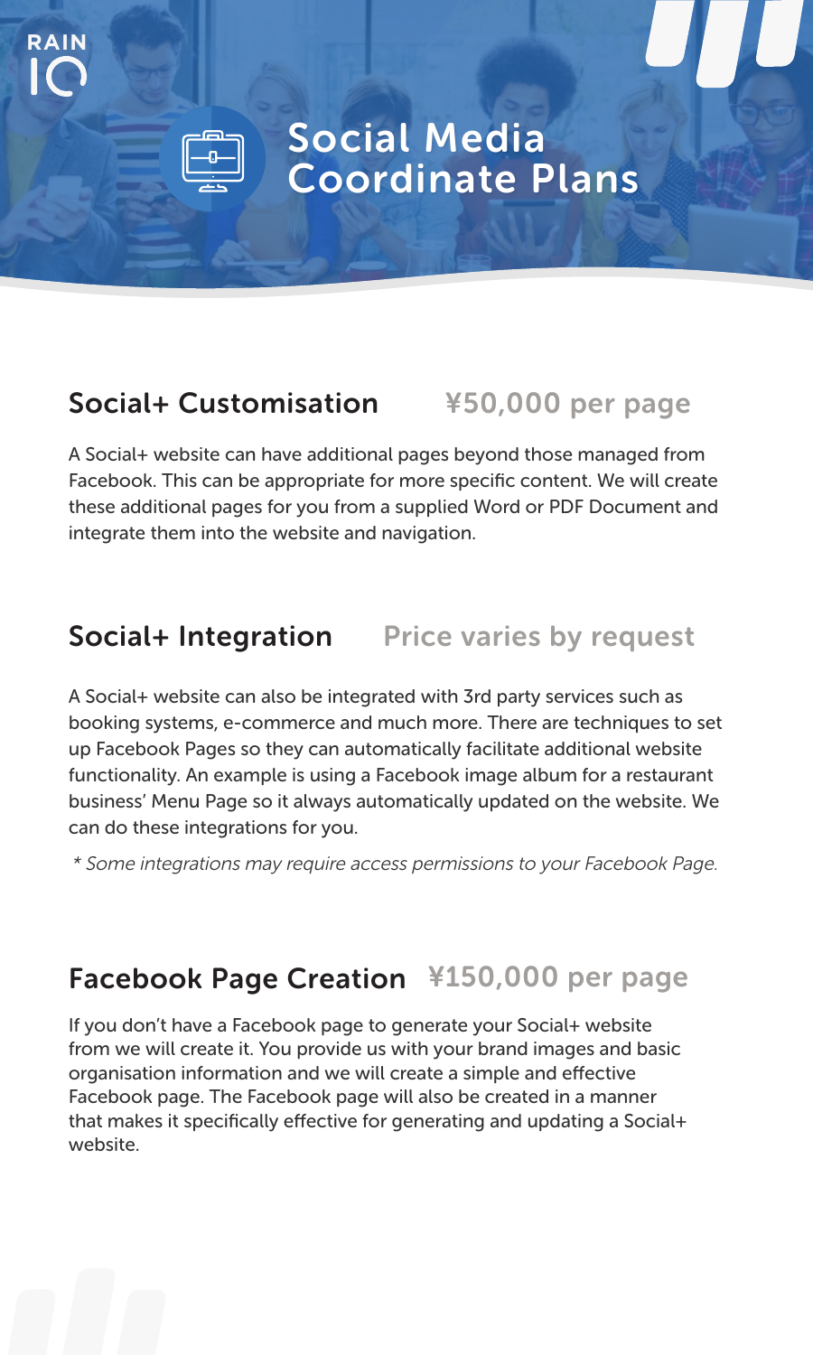RAIN IO

# Social Media Coordinate Plans

## Social+ Customisation ¥50,000 per page

A Social+ website can have additional pages beyond those managed from Facebook. This can be appropriate for more specific content. We will create these additional pages for you from a supplied Word or PDF Document and integrate them into the website and navigation.

## Social+ Integration Price varies by request

A Social+ website can also be integrated with 3rd party services such as booking systems, e-commerce and much more. There are techniques to set up Facebook Pages so they can automatically facilitate additional website functionality. An example is using a Facebook image album for a restaurant business' Menu Page so it always automatically updated on the website. We can do these integrations for you.

*\* Some integrations may require access permissions to your Facebook Page.*

## Facebook Page Creation ¥150,000 per page

If you don't have a Facebook page to generate your Social+ website from we will create it. You provide us with your brand images and basic organisation information and we will create a simple and effective Facebook page. The Facebook page will also be created in a manner that makes it specifically effective for generating and updating a Social+ website.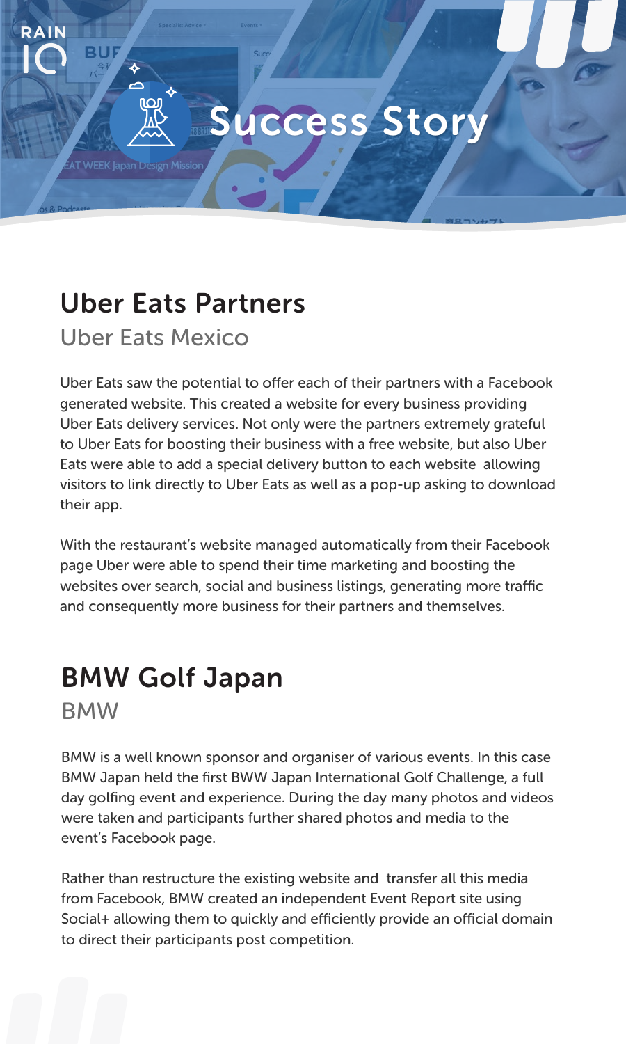# Success Story

## Uber Eats Partners

### Uber Eats Mexico

Uber Eats saw the potential to offer each of their partners with a Facebook generated website. This created a website for every business providing Uber Eats delivery services. Not only were the partners extremely grateful to Uber Eats for boosting their business with a free website, but also Uber Eats were able to add a special delivery button to each website allowing visitors to link directly to Uber Eats as well as a pop-up asking to download their app.

With the restaurant's website managed automatically from their Facebook page Uber were able to spend their time marketing and boosting the websites over search, social and business listings, generating more traffic and consequently more business for their partners and themselves.

## BMW Golf Japan

### BMW

BMW is a well known sponsor and organiser of various events. In this case BMW Japan held the first BWW Japan International Golf Challenge, a full day golfing event and experience. During the day many photos and videos were taken and participants further shared photos and media to the event's Facebook page.

Rather than restructure the existing website and transfer all this media from Facebook, BMW created an independent Event Report site using Social+ allowing them to quickly and efficiently provide an official domain to direct their participants post competition.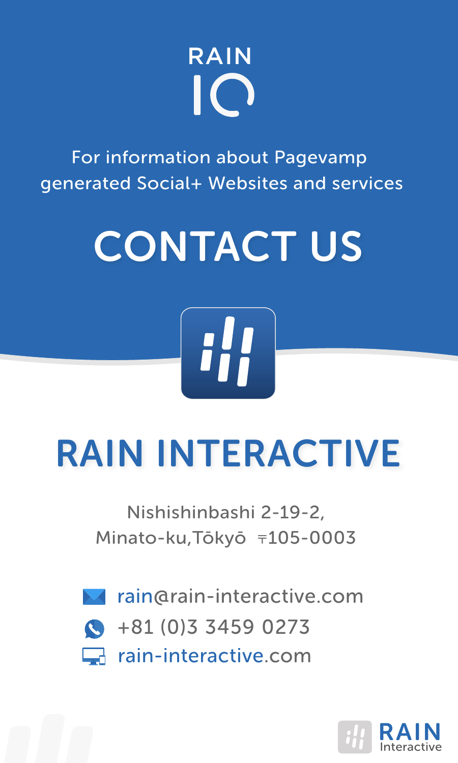RAIN IQ

For information about Pagevamp generated Social+ Websites and services

# CONTACT US

## RAIN INTERACTIVE

Nishishinbashi 2-19-2,
Minato-ku,Tōkyō 〒105-0003

rain@rain-interactive.com
+81 (0)3 3459 0273
rain-interactive.com

RAIN Interactive